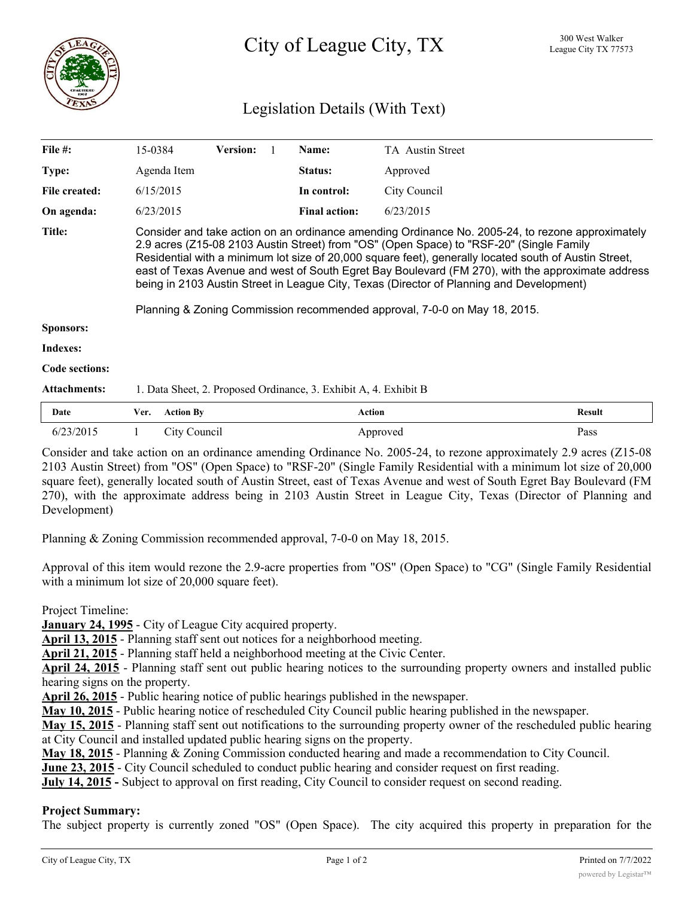# City of League City, TX

300 West Walker
League City TX 77573

## Legislation Details (With Text)

| | | | | | |
|---|---|---|---|---|---|
| **File #:** | 15-0384 | **Version:** 1 | | **Name:** | TA Austin Street |
| **Type:** | Agenda Item | | | **Status:** | Approved |
| **File created:** | 6/15/2015 | | | **In control:** | City Council |
| **On agenda:** | 6/23/2015 | | | **Final action:** | 6/23/2015 |

**Title:** Consider and take action on an ordinance amending Ordinance No. 2005-24, to rezone approximately 2.9 acres (Z15-08 2103 Austin Street) from "OS" (Open Space) to "RSF-20" (Single Family Residential with a minimum lot size of 20,000 square feet), generally located south of Austin Street, east of Texas Avenue and west of South Egret Bay Boulevard (FM 270), with the approximate address being in 2103 Austin Street in League City, Texas (Director of Planning and Development)

Planning & Zoning Commission recommended approval, 7-0-0 on May 18, 2015.

**Sponsors:**

**Indexes:**

**Code sections:**

**Attachments:** 1. Data Sheet, 2. Proposed Ordinance, 3. Exhibit A, 4. Exhibit B

| Date | Ver. | Action By | Action | Result |
|---|---|---|---|---|
| 6/23/2015 | 1 | City Council | Approved | Pass |

Consider and take action on an ordinance amending Ordinance No. 2005-24, to rezone approximately 2.9 acres (Z15-08 2103 Austin Street) from "OS" (Open Space) to "RSF-20" (Single Family Residential with a minimum lot size of 20,000 square feet), generally located south of Austin Street, east of Texas Avenue and west of South Egret Bay Boulevard (FM 270), with the approximate address being in 2103 Austin Street in League City, Texas (Director of Planning and Development)

Planning & Zoning Commission recommended approval, 7-0-0 on May 18, 2015.

Approval of this item would rezone the 2.9-acre properties from "OS" (Open Space) to "CG" (Single Family Residential with a minimum lot size of 20,000 square feet).

Project Timeline:
**January 24, 1995** - City of League City acquired property.
**April 13, 2015** - Planning staff sent out notices for a neighborhood meeting.
**April 21, 2015** - Planning staff held a neighborhood meeting at the Civic Center.
**April 24, 2015** - Planning staff sent out public hearing notices to the surrounding property owners and installed public hearing signs on the property.
**April 26, 2015** - Public hearing notice of public hearings published in the newspaper.
**May 10, 2015** - Public hearing notice of rescheduled City Council public hearing published in the newspaper.
**May 15, 2015** - Planning staff sent out notifications to the surrounding property owner of the rescheduled public hearing at City Council and installed updated public hearing signs on the property.
**May 18, 2015** - Planning & Zoning Commission conducted hearing and made a recommendation to City Council.
**June 23, 2015** - City Council scheduled to conduct public hearing and consider request on first reading.
**July 14, 2015 -** Subject to approval on first reading, City Council to consider request on second reading.

**Project Summary:**
The subject property is currently zoned "OS" (Open Space). The city acquired this property in preparation for the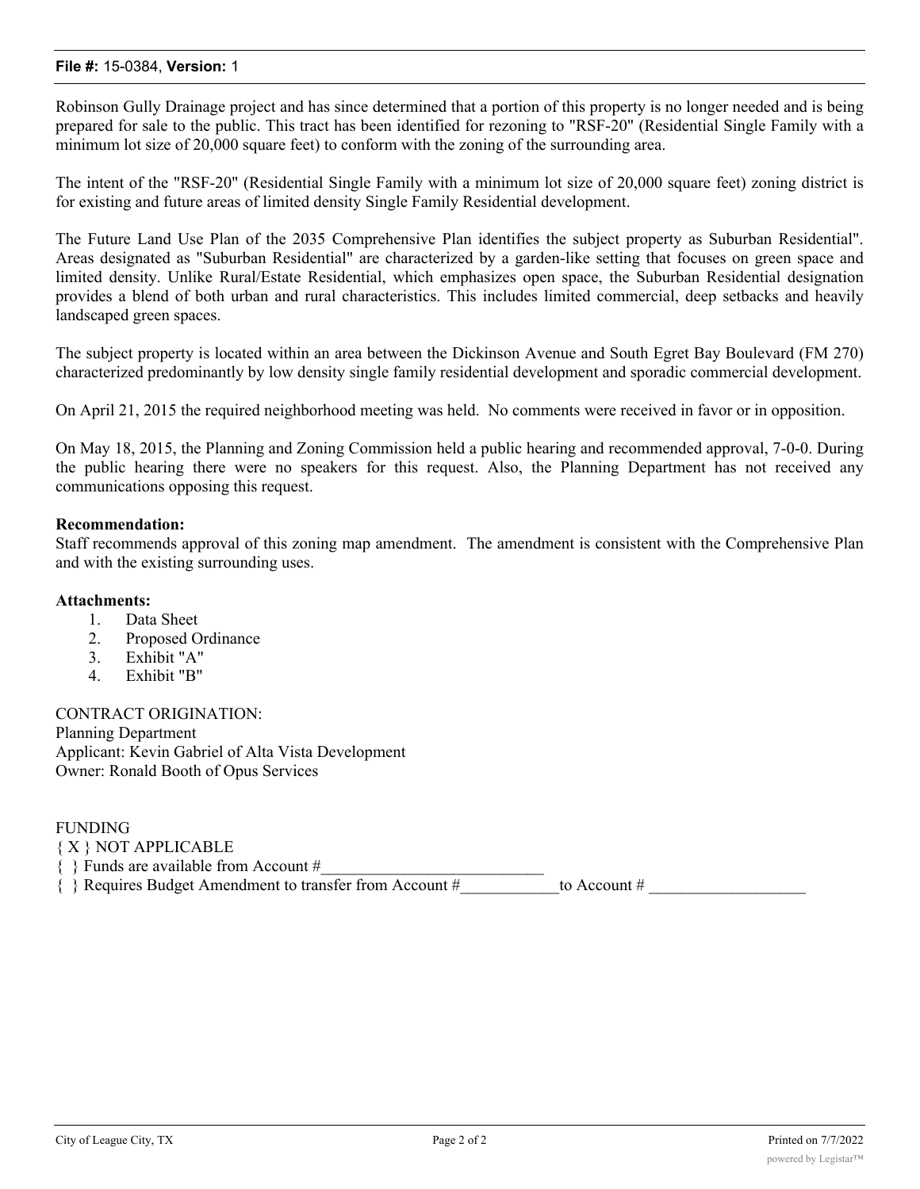Robinson Gully Drainage project and has since determined that a portion of this property is no longer needed and is being prepared for sale to the public. This tract has been identified for rezoning to "RSF-20" (Residential Single Family with a minimum lot size of 20,000 square feet) to conform with the zoning of the surrounding area.

The intent of the "RSF-20" (Residential Single Family with a minimum lot size of 20,000 square feet) zoning district is for existing and future areas of limited density Single Family Residential development.

The Future Land Use Plan of the 2035 Comprehensive Plan identifies the subject property as Suburban Residential". Areas designated as "Suburban Residential" are characterized by a garden-like setting that focuses on green space and limited density. Unlike Rural/Estate Residential, which emphasizes open space, the Suburban Residential designation provides a blend of both urban and rural characteristics. This includes limited commercial, deep setbacks and heavily landscaped green spaces.

The subject property is located within an area between the Dickinson Avenue and South Egret Bay Boulevard (FM 270) characterized predominantly by low density single family residential development and sporadic commercial development.

On April 21, 2015 the required neighborhood meeting was held. No comments were received in favor or in opposition.

On May 18, 2015, the Planning and Zoning Commission held a public hearing and recommended approval, 7-0-0. During the public hearing there were no speakers for this request. Also, the Planning Department has not received any communications opposing this request.

**Recommendation:**
Staff recommends approval of this zoning map amendment. The amendment is consistent with the Comprehensive Plan and with the existing surrounding uses.

**Attachments:**

1. Data Sheet
2. Proposed Ordinance
3. Exhibit "A"
4. Exhibit "B"

CONTRACT ORIGINATION:
Planning Department
Applicant: Kevin Gabriel of Alta Vista Development
Owner: Ronald Booth of Opus Services

FUNDING
{ X } NOT APPLICABLE
{ } Funds are available from Account #___________________________
{ } Requires Budget Amendment to transfer from Account #____________to Account # ___________________